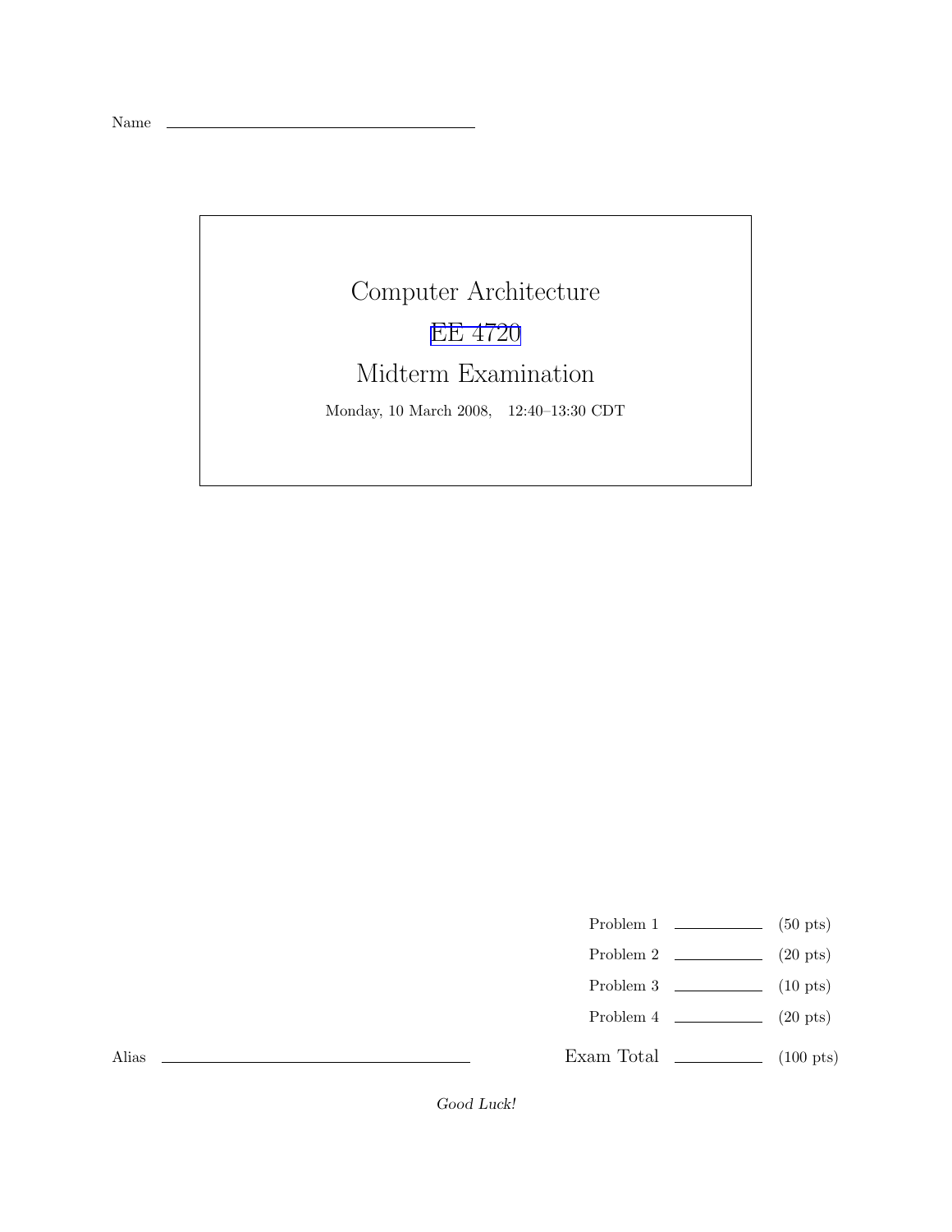Name \_\_\_\_\_\_\_\_\_\_\_\_\_\_\_\_\_\_\_\_\_\_\_\_\_\_\_\_\_\_

# Computer Architecture

# EE 4720

# Midterm Examination

Monday, 10 March 2008, 12:40–13:30 CDT

| | | |
|---|---|---|
| Problem 1 | \_\_\_\_\_\_\_\_ | (50 pts) |
| Problem 2 | \_\_\_\_\_\_\_\_ | (20 pts) |
| Problem 3 | \_\_\_\_\_\_\_\_ | (10 pts) |
| Problem 4 | \_\_\_\_\_\_\_\_ | (20 pts) |
| Exam Total | \_\_\_\_\_\_\_\_ | (100 pts) |

Alias \_\_\_\_\_\_\_\_\_\_\_\_\_\_\_\_\_\_\_\_\_\_\_\_\_\_\_\_\_\_

*Good Luck!*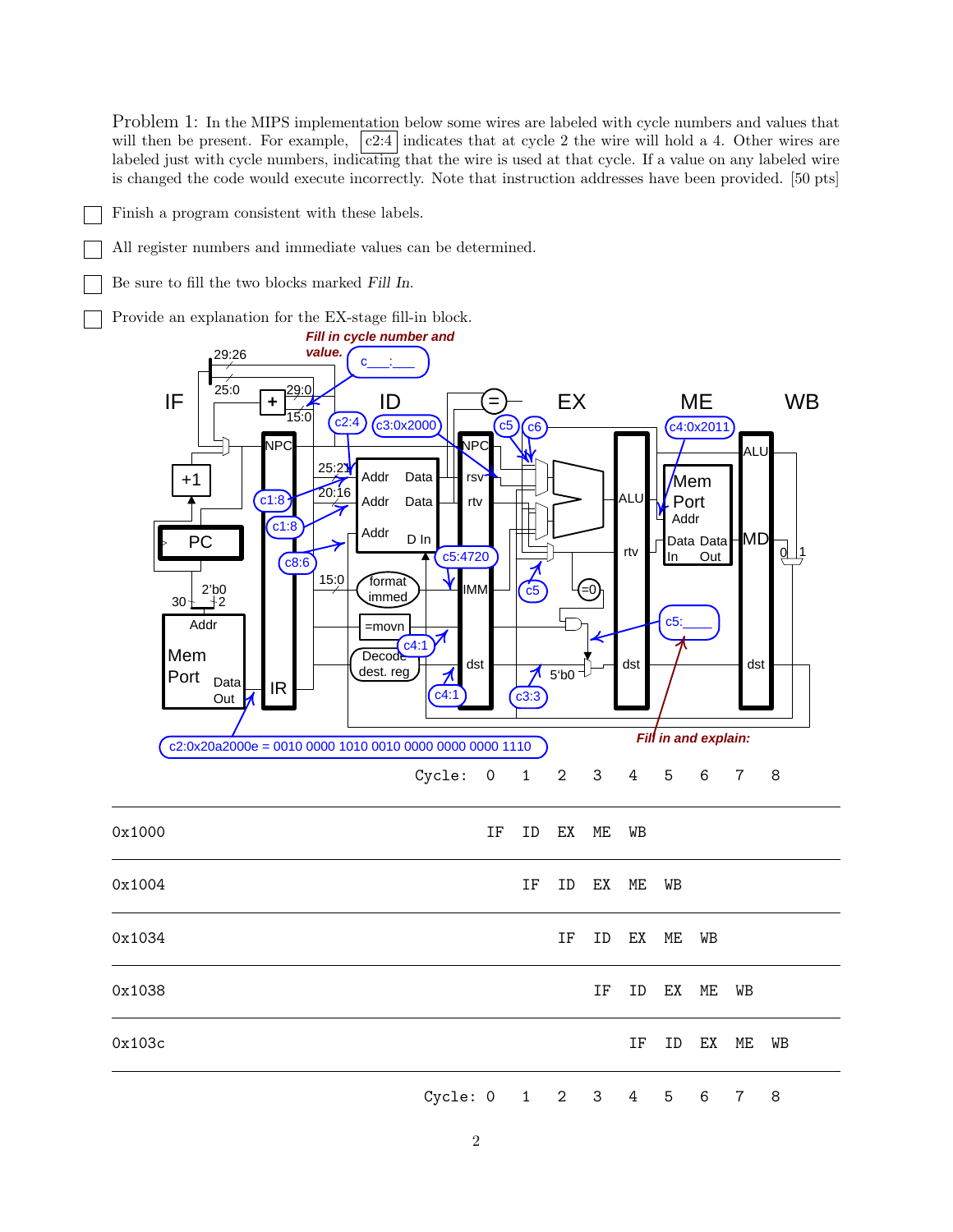Problem 1: In the MIPS implementation below some wires are labeled with cycle numbers and values that will then be present. For example, c2:4 indicates that at cycle 2 the wire will hold a 4. Other wires are labeled just with cycle numbers, indicating that the wire is used at that cycle. If a value on any labeled wire is changed the code would execute incorrectly. Note that instruction addresses have been provided. [50 pts]

- [ ] Finish a program consistent with these labels.
- [ ] All register numbers and immediate values can be determined.
- [ ] Be sure to fill the two blocks marked *Fill In*.
- [ ] Provide an explanation for the EX-stage fill-in block.

*Fill in cycle number and value.* c___:___

IF | ID | EX | ME | WB

Labels: c2:4, c3:0x2000, c5, c6, c4:0x2011, c1:8, c1:8, c8:6, c5:4720, c5, c4:1, c4:1, c3:3, c5:____, c2:0x20a2000e = 0010 0000 1010 0010 0000 0000 0000 1110

*Fill in and explain:*

| | Cycle: 0 | 1 | 2 | 3 | 4 | 5 | 6 | 7 | 8 |
|---|---|---|---|---|---|---|---|---|---|
| 0x1000 | IF | ID | EX | ME | WB | | | | |
| 0x1004 | | IF | ID | EX | ME | WB | | | |
| 0x1034 | | | IF | ID | EX | ME | WB | | |
| 0x1038 | | | | IF | ID | EX | ME | WB | |
| 0x103c | | | | | IF | ID | EX | ME | WB |
| | Cycle: 0 | 1 | 2 | 3 | 4 | 5 | 6 | 7 | 8 |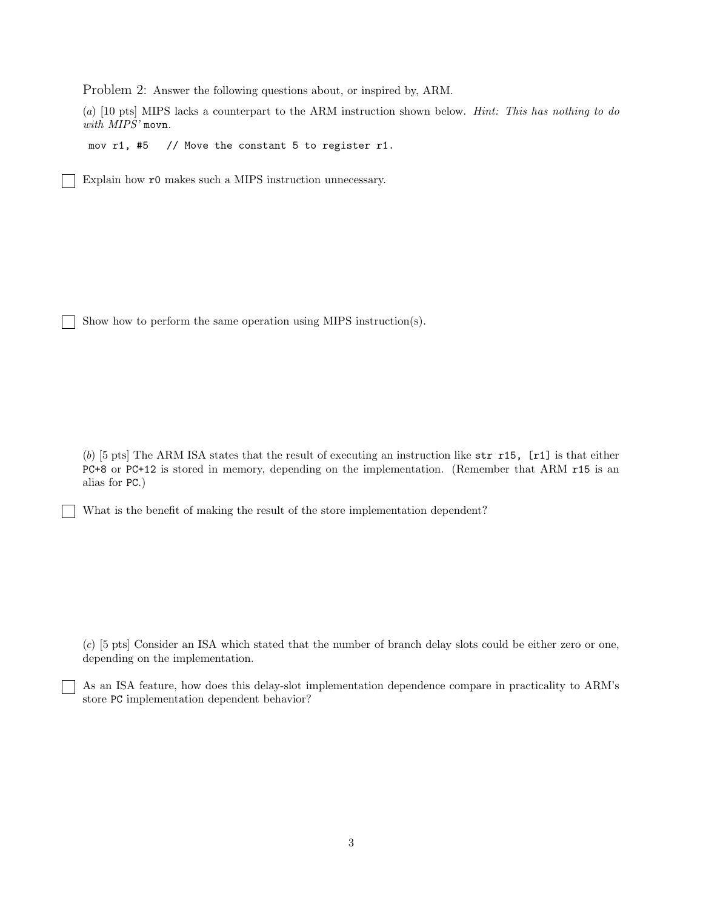Problem 2: Answer the following questions about, or inspired by, ARM.

(*a*) [10 pts] MIPS lacks a counterpart to the ARM instruction shown below. *Hint: This has nothing to do with MIPS'* `movn`.

```
mov r1, #5   // Move the constant 5 to register r1.
```

☐ Explain how `r0` makes such a MIPS instruction unnecessary.

☐ Show how to perform the same operation using MIPS instruction(s).

(*b*) [5 pts] The ARM ISA states that the result of executing an instruction like `str r15, [r1]` is that either `PC+8` or `PC+12` is stored in memory, depending on the implementation. (Remember that ARM `r15` is an alias for `PC`.)

☐ What is the benefit of making the result of the store implementation dependent?

(*c*) [5 pts] Consider an ISA which stated that the number of branch delay slots could be either zero or one, depending on the implementation.

☐ As an ISA feature, how does this delay-slot implementation dependence compare in practicality to ARM's store `PC` implementation dependent behavior?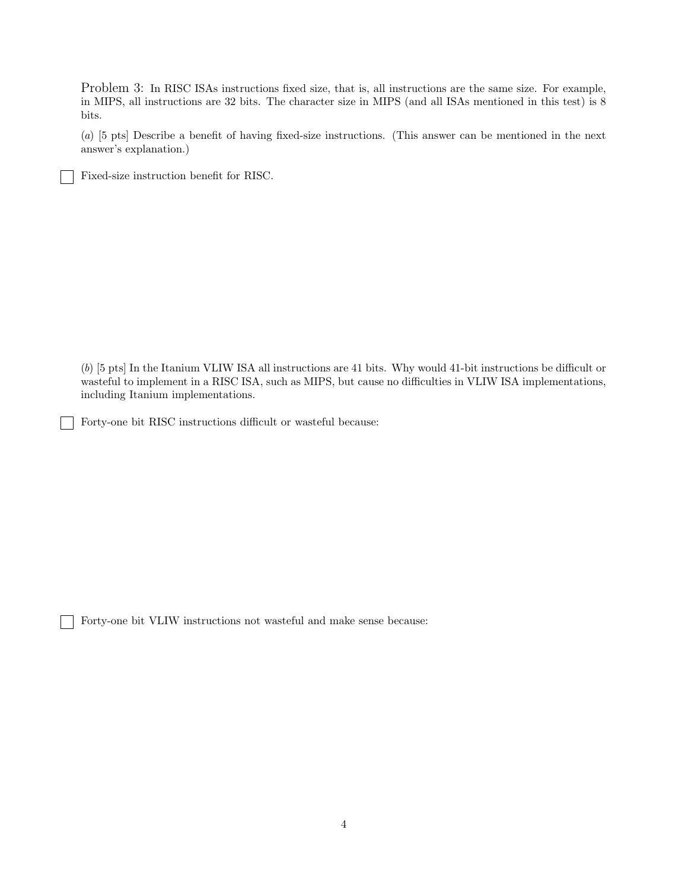Problem 3: In RISC ISAs instructions fixed size, that is, all instructions are the same size. For example, in MIPS, all instructions are 32 bits. The character size in MIPS (and all ISAs mentioned in this test) is 8 bits.

(*a*) [5 pts] Describe a benefit of having fixed-size instructions. (This answer can be mentioned in the next answer's explanation.)

☐ Fixed-size instruction benefit for RISC.

(*b*) [5 pts] In the Itanium VLIW ISA all instructions are 41 bits. Why would 41-bit instructions be difficult or wasteful to implement in a RISC ISA, such as MIPS, but cause no difficulties in VLIW ISA implementations, including Itanium implementations.

☐ Forty-one bit RISC instructions difficult or wasteful because:

☐ Forty-one bit VLIW instructions not wasteful and make sense because: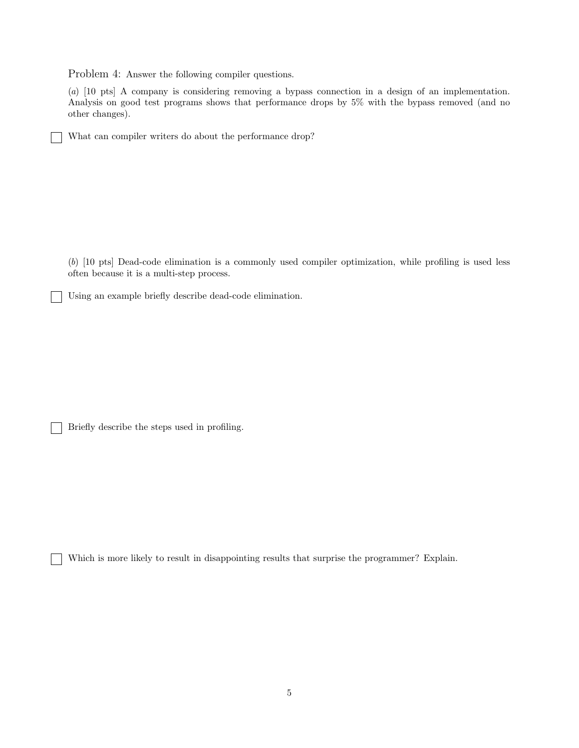Problem 4: Answer the following compiler questions.

(*a*) [10 pts] A company is considering removing a bypass connection in a design of an implementation. Analysis on good test programs shows that performance drops by 5% with the bypass removed (and no other changes).

☐ What can compiler writers do about the performance drop?

(*b*) [10 pts] Dead-code elimination is a commonly used compiler optimization, while profiling is used less often because it is a multi-step process.

☐ Using an example briefly describe dead-code elimination.

☐ Briefly describe the steps used in profiling.

☐ Which is more likely to result in disappointing results that surprise the programmer? Explain.